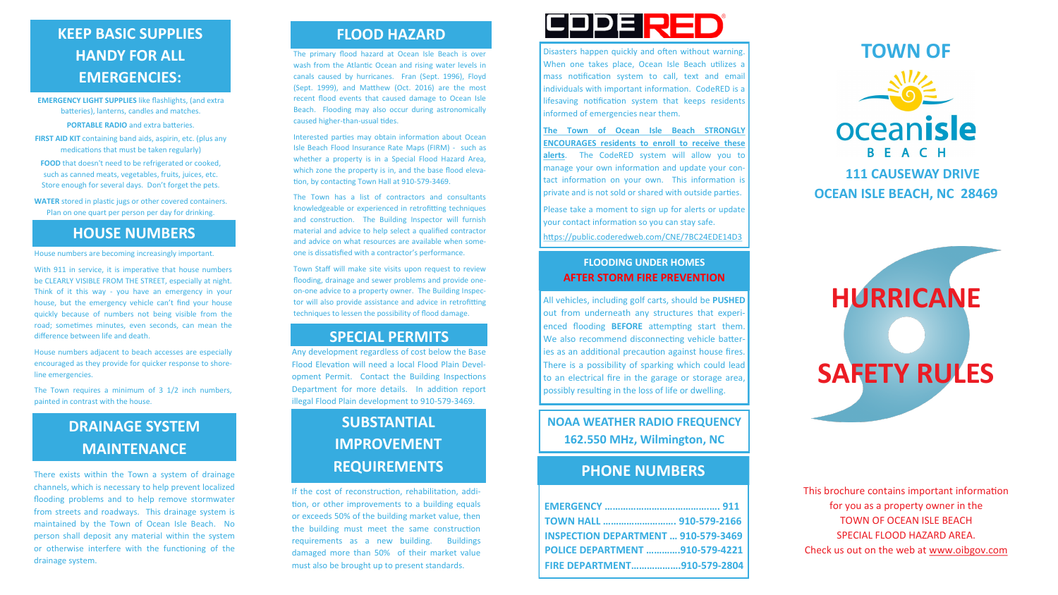## KEEP BASIC SUPPLIES HANDY FOR ALL EMERGENCIES:

**EMERGENCY LIGHT SUPPLIES** like flashlights, (and extra batteries), lanterns, candles and matches.

**PORTABLE RADIO** and extra batteries.

**FIRST AID KIT** containing band aids, aspirin, etc. (plus any medications that must be taken regularly)

**FOOD** that doesn't need to be refrigerated or cooked, such as canned meats, vegetables, fruits, juices, etc. Store enough for several days. Don't forget the pets.

**WATER** stored in plastic jugs or other covered containers. Plan on one quart per person per day for drinking.

## HOUSE NUMBERS

House numbers are becoming increasingly important.

With 911 in service, it is imperative that house numbers be CLEARLY VISIBLE FROM THE STREET, especially at night. Think of it this way - you have an emergency in your house, but the emergency vehicle can't find your house quickly because of numbers not being visible from the road; sometimes minutes, even seconds, can mean the difference between life and death.

House numbers adjacent to beach accesses are especially encouraged as they provide for quicker response to shoreline emergencies.

The Town requires a minimum of 3 1/2 inch numbers, painted in contrast with the house.

## DRAINAGE SYSTEM MAINTENANCE

There exists within the Town a system of drainage channels, which is necessary to help prevent localized flooding problems and to help remove stormwater from streets and roadways. This drainage system is maintained by the Town of Ocean Isle Beach. No person shall deposit any material within the system or otherwise interfere with the functioning of the drainage system.

## FLOOD HAZARD

The primary flood hazard at Ocean Isle Beach is over wash from the Atlantic Ocean and rising water levels in canals caused by hurricanes. Fran (Sept. 1996), Floyd (Sept. 1999), and Matthew (Oct. 2016) are the most recent flood events that caused damage to Ocean Isle Beach. Flooding may also occur during astronomically caused higher-than-usual tides.

Interested parties may obtain information about Ocean Isle Beach Flood Insurance Rate Maps (FIRM) - such as whether a property is in a Special Flood Hazard Area, which zone the property is in, and the base flood elevation, by contacting Town Hall at 910-579-3469.

The Town has a list of contractors and consultants knowledgeable or experienced in retrofitting techniques and construction. The Building Inspector will furnish material and advice to help select a qualified contractor and advice on what resources are available when someone is dissatisfied with a contractor's performance.

Town Staff will make site visits upon request to review flooding, drainage and sewer problems and provide one-on-one advice to a property owner. The Building Inspector will also provide assistance and advice in retrofitting techniques to lessen the possibility of flood damage.

## SPECIAL PERMITS

Any development regardless of cost below the Base Flood Elevation will need a local Flood Plain Development Permit. Contact the Building Inspections Department for more details. In addition report illegal Flood Plain development to 910-579-3469.

## SUBSTANTIAL IMPROVEMENT REQUIREMENTS

If the cost of reconstruction, rehabilitation, addition, or other improvements to a building equals or exceeds 50% of the building market value, then the building must meet the same construction requirements as a new building. Buildings damaged more than 50% of their market value must also be brought up to present standards.

## CODERED

Disasters happen quickly and often without warning. When one takes place, Ocean Isle Beach utilizes a mass notification system to call, text and email individuals with important information. CodeRED is a lifesaving notification system that keeps residents informed of emergencies near them.

**The Town of Ocean Isle Beach STRONGLY ENCOURAGES residents to enroll to receive these alerts**. The CodeRED system will allow you to manage your own information and update your contact information on your own. This information is private and is not sold or shared with outside parties.

Please take a moment to sign up for alerts or update your contact information so you can stay safe.

https://public.coderedweb.com/CNE/7BC24EDE14D3

## FLOODING UNDER HOMES
## AFTER STORM FIRE PREVENTION

All vehicles, including golf carts, should be **PUSHED** out from underneath any structures that experienced flooding **BEFORE** attempting start them. We also recommend disconnecting vehicle batteries as an additional precaution against house fires. There is a possibility of sparking which could lead to an electrical fire in the garage or storage area, possibly resulting in the loss of life or dwelling.

## NOAA WEATHER RADIO FREQUENCY
**162.550 MHz, Wilmington, NC**

## PHONE NUMBERS

**EMERGENCY ........................................... 911**
**TOWN HALL ............................ 910-579-2166**
**INSPECTION DEPARTMENT ... 910-579-3469**
**POLICE DEPARTMENT .............910-579-4221**
**FIRE DEPARTMENT..................910-579-2804**

# TOWN OF OCEAN ISLE BEACH

**111 CAUSEWAY DRIVE**
**OCEAN ISLE BEACH, NC 28469**

# HURRICANE SAFETY RULES

This brochure contains important information for you as a property owner in the TOWN OF OCEAN ISLE BEACH SPECIAL FLOOD HAZARD AREA.
Check us out on the web at www.oibgov.com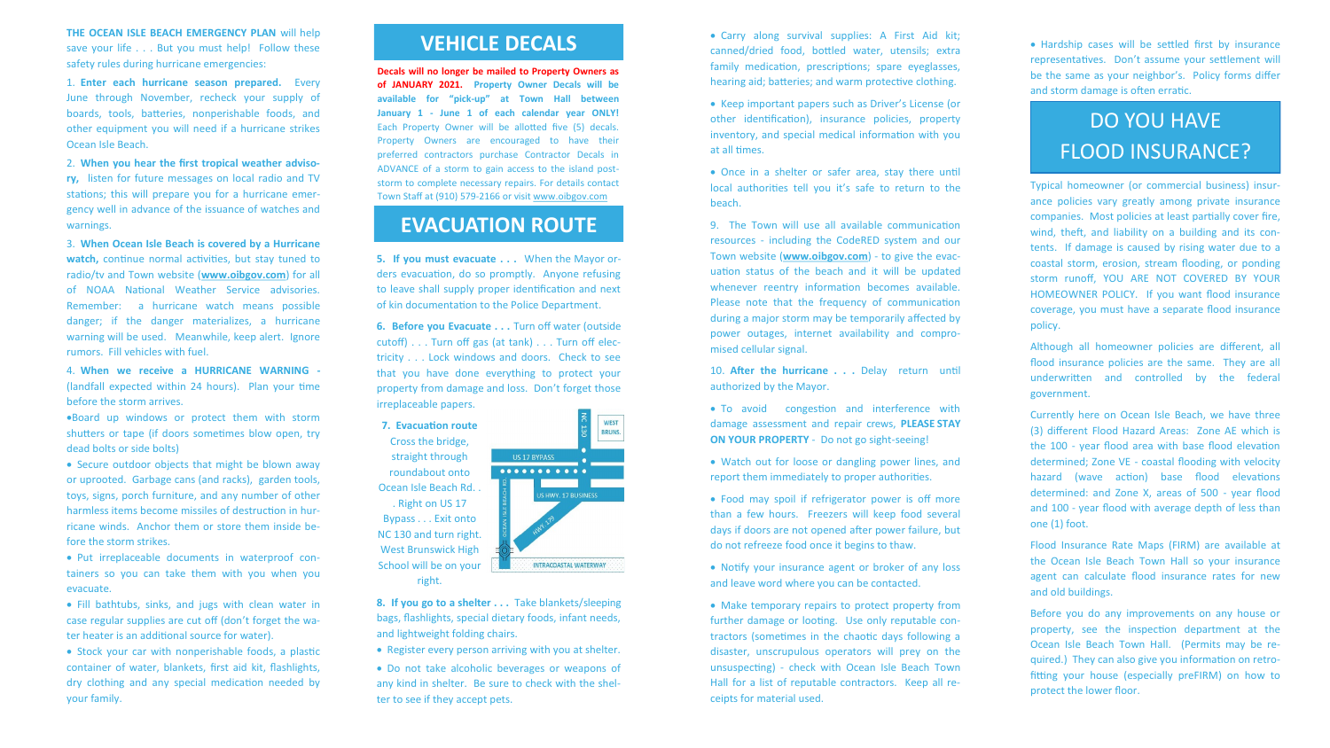**THE OCEAN ISLE BEACH EMERGENCY PLAN** will help save your life . . . But you must help! Follow these safety rules during hurricane emergencies:

1. **Enter each hurricane season prepared.** Every June through November, recheck your supply of boards, tools, batteries, nonperishable foods, and other equipment you will need if a hurricane strikes Ocean Isle Beach.

2. **When you hear the first tropical weather advisory,** listen for future messages on local radio and TV stations; this will prepare you for a hurricane emergency well in advance of the issuance of watches and warnings.

3. **When Ocean Isle Beach is covered by a Hurricane watch,** continue normal activities, but stay tuned to radio/tv and Town website (**www.oibgov.com**) for all of NOAA National Weather Service advisories. Remember: a hurricane watch means possible danger; if the danger materializes, a hurricane warning will be used. Meanwhile, keep alert. Ignore rumors. Fill vehicles with fuel.

4. **When we receive a HURRICANE WARNING** - (landfall expected within 24 hours). Plan your time before the storm arrives.

- Board up windows or protect them with storm shutters or tape (if doors sometimes blow open, try dead bolts or side bolts)
- Secure outdoor objects that might be blown away or uprooted. Garbage cans (and racks), garden tools, toys, signs, porch furniture, and any number of other harmless items become missiles of destruction in hurricane winds. Anchor them or store them inside before the storm strikes.
- Put irreplaceable documents in waterproof containers so you can take them with you when you evacuate.
- Fill bathtubs, sinks, and jugs with clean water in case regular supplies are cut off (don't forget the water heater is an additional source for water).
- Stock your car with nonperishable foods, a plastic container of water, blankets, first aid kit, flashlights, dry clothing and any special medication needed by your family.

## VEHICLE DECALS

**Decals will no longer be mailed to Property Owners as of JANUARY 2021. Property Owner Decals will be available for "pick-up" at Town Hall between January 1 - June 1 of each calendar year ONLY!** Each Property Owner will be allotted five (5) decals. Property Owners are encouraged to have their preferred contractors purchase Contractor Decals in ADVANCE of a storm to gain access to the island post-storm to complete necessary repairs. For details contact Town Staff at (910) 579-2166 or visit www.oibgov.com

## EVACUATION ROUTE

5. **If you must evacuate . . .** When the Mayor orders evacuation, do so promptly. Anyone refusing to leave shall supply proper identification and next of kin documentation to the Police Department.

6. **Before you Evacuate . . .** Turn off water (outside cutoff) . . . Turn off gas (at tank) . . . Turn off electricity . . . Lock windows and doors. Check to see that you have done everything to protect your property from damage and loss. Don't forget those irreplaceable papers.

7. **Evacuation route**
Cross the bridge, straight through roundabout onto Ocean Isle Beach Rd. . . Right on US 17 Bypass . . . Exit onto NC 130 and turn right. West Brunswick High School will be on your right.

NC 130
WEST BRUNS.
US 17 BYPASS
US HWY. 17 BUSINESS
OCEAN ISLE BEACH RD.
HWY. 179
INTRACOASTAL WATERWAY

8. **If you go to a shelter . . .** Take blankets/sleeping bags, flashlights, special dietary foods, infant needs, and lightweight folding chairs.

- Register every person arriving with you at shelter.
- Do not take alcoholic beverages or weapons of any kind in shelter. Be sure to check with the shelter to see if they accept pets.
- Carry along survival supplies: A First Aid kit; canned/dried food, bottled water, utensils; extra family medication, prescriptions; spare eyeglasses, hearing aid; batteries; and warm protective clothing.
- Keep important papers such as Driver's License (or other identification), insurance policies, property inventory, and special medical information with you at all times.
- Once in a shelter or safer area, stay there until local authorities tell you it's safe to return to the beach.

9. The Town will use all available communication resources - including the CodeRED system and our Town website (**www.oibgov.com**) - to give the evacuation status of the beach and it will be updated whenever reentry information becomes available. Please note that the frequency of communication during a major storm may be temporarily affected by power outages, internet availability and compromised cellular signal.

10. **After the hurricane . . .** Delay return until authorized by the Mayor.

- To avoid congestion and interference with damage assessment and repair crews, **PLEASE STAY ON YOUR PROPERTY** - Do not go sight-seeing!
- Watch out for loose or dangling power lines, and report them immediately to proper authorities.
- Food may spoil if refrigerator power is off more than a few hours. Freezers will keep food several days if doors are not opened after power failure, but do not refreeze food once it begins to thaw.
- Notify your insurance agent or broker of any loss and leave word where you can be contacted.
- Make temporary repairs to protect property from further damage or looting. Use only reputable contractors (sometimes in the chaotic days following a disaster, unscrupulous operators will prey on the unsuspecting) - check with Ocean Isle Beach Town Hall for a list of reputable contractors. Keep all receipts for material used.
- Hardship cases will be settled first by insurance representatives. Don't assume your settlement will be the same as your neighbor's. Policy forms differ and storm damage is often erratic.

## DO YOU HAVE FLOOD INSURANCE?

Typical homeowner (or commercial business) insurance policies vary greatly among private insurance companies. Most policies at least partially cover fire, wind, theft, and liability on a building and its contents. If damage is caused by rising water due to a coastal storm, erosion, stream flooding, or ponding storm runoff, YOU ARE NOT COVERED BY YOUR HOMEOWNER POLICY. If you want flood insurance coverage, you must have a separate flood insurance policy.

Although all homeowner policies are different, all flood insurance policies are the same. They are all underwritten and controlled by the federal government.

Currently here on Ocean Isle Beach, we have three (3) different Flood Hazard Areas: Zone AE which is the 100 - year flood area with base flood elevation determined; Zone VE - coastal flooding with velocity hazard (wave action) base flood elevations determined: and Zone X, areas of 500 - year flood and 100 - year flood with average depth of less than one (1) foot.

Flood Insurance Rate Maps (FIRM) are available at the Ocean Isle Beach Town Hall so your insurance agent can calculate flood insurance rates for new and old buildings.

Before you do any improvements on any house or property, see the inspection department at the Ocean Isle Beach Town Hall. (Permits may be required.) They can also give you information on retrofitting your house (especially preFIRM) on how to protect the lower floor.